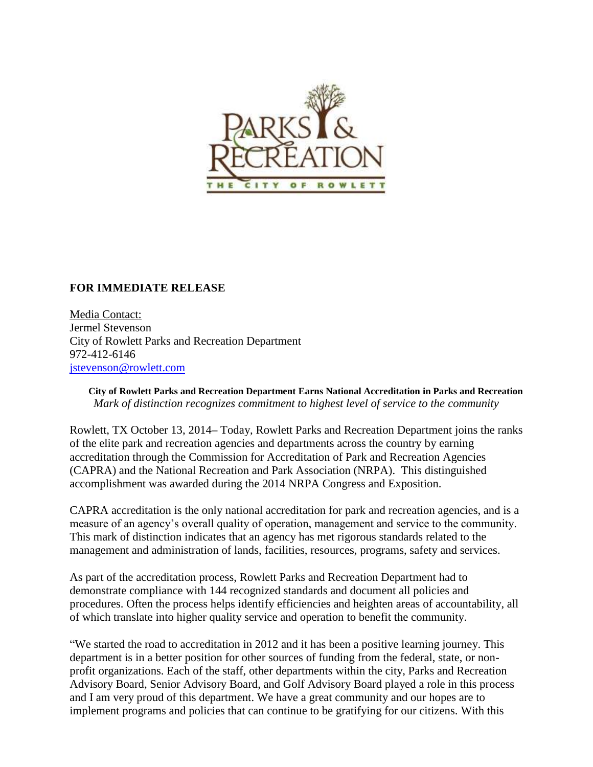PARKS & RECREATION

THE CITY OF ROWLETT

**FOR IMMEDIATE RELEASE**

Media Contact:
Jermel Stevenson
City of Rowlett Parks and Recreation Department
972-412-6146
jstevenson@rowlett.com

**City of Rowlett Parks and Recreation Department Earns National Accreditation in Parks and Recreation**

*Mark of distinction recognizes commitment to highest level of service to the community*

Rowlett, TX October 13, 2014– Today, Rowlett Parks and Recreation Department joins the ranks of the elite park and recreation agencies and departments across the country by earning accreditation through the Commission for Accreditation of Park and Recreation Agencies (CAPRA) and the National Recreation and Park Association (NRPA). This distinguished accomplishment was awarded during the 2014 NRPA Congress and Exposition.

CAPRA accreditation is the only national accreditation for park and recreation agencies, and is a measure of an agency's overall quality of operation, management and service to the community. This mark of distinction indicates that an agency has met rigorous standards related to the management and administration of lands, facilities, resources, programs, safety and services.

As part of the accreditation process, Rowlett Parks and Recreation Department had to demonstrate compliance with 144 recognized standards and document all policies and procedures. Often the process helps identify efficiencies and heighten areas of accountability, all of which translate into higher quality service and operation to benefit the community.

"We started the road to accreditation in 2012 and it has been a positive learning journey. This department is in a better position for other sources of funding from the federal, state, or non-profit organizations. Each of the staff, other departments within the city, Parks and Recreation Advisory Board, Senior Advisory Board, and Golf Advisory Board played a role in this process and I am very proud of this department. We have a great community and our hopes are to implement programs and policies that can continue to be gratifying for our citizens. With this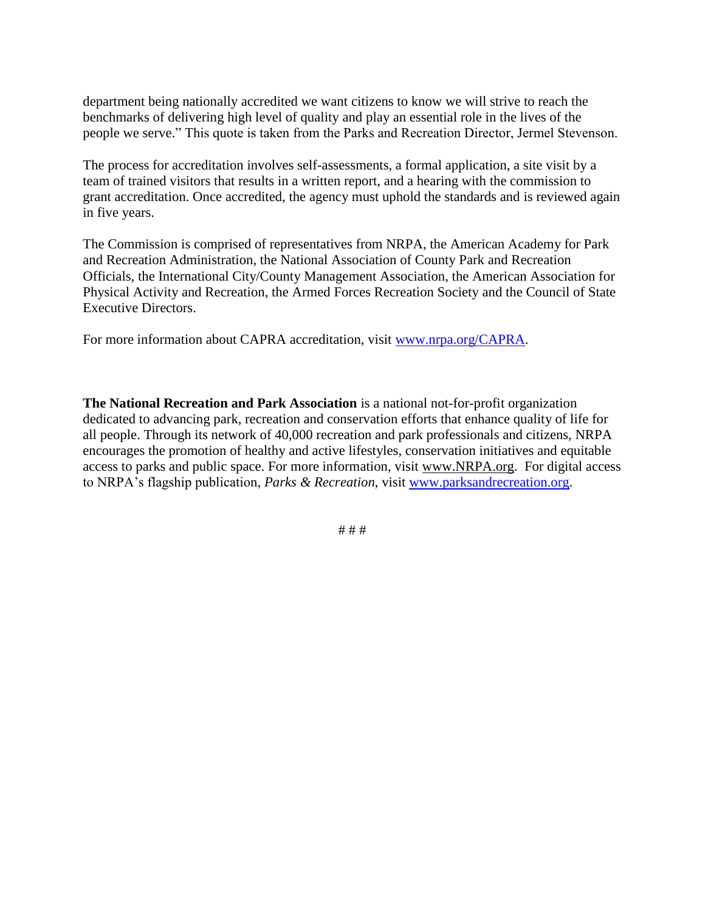department being nationally accredited we want citizens to know we will strive to reach the benchmarks of delivering high level of quality and play an essential role in the lives of the people we serve." This quote is taken from the Parks and Recreation Director, Jermel Stevenson.

The process for accreditation involves self-assessments, a formal application, a site visit by a team of trained visitors that results in a written report, and a hearing with the commission to grant accreditation. Once accredited, the agency must uphold the standards and is reviewed again in five years.

The Commission is comprised of representatives from NRPA, the American Academy for Park and Recreation Administration, the National Association of County Park and Recreation Officials, the International City/County Management Association, the American Association for Physical Activity and Recreation, the Armed Forces Recreation Society and the Council of State Executive Directors.

For more information about CAPRA accreditation, visit www.nrpa.org/CAPRA.

**The National Recreation and Park Association** is a national not-for-profit organization dedicated to advancing park, recreation and conservation efforts that enhance quality of life for all people. Through its network of 40,000 recreation and park professionals and citizens, NRPA encourages the promotion of healthy and active lifestyles, conservation initiatives and equitable access to parks and public space. For more information, visit www.NRPA.org. For digital access to NRPA's flagship publication, *Parks & Recreation*, visit www.parksandrecreation.org.

# # #